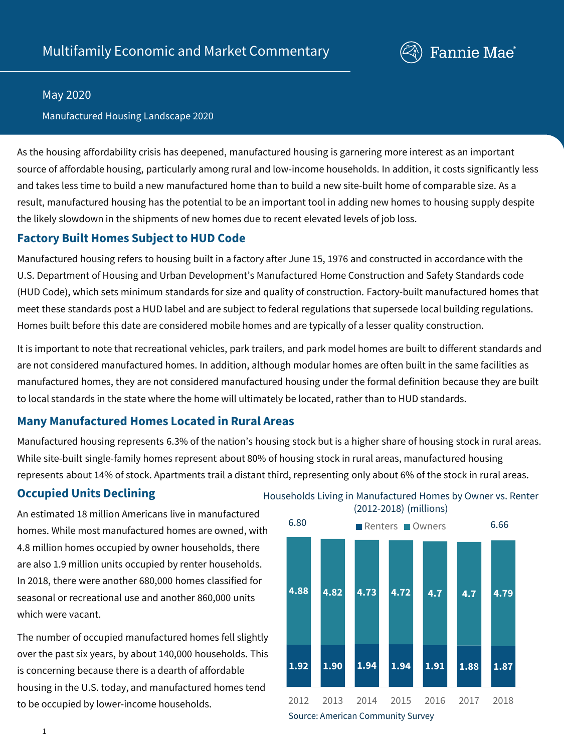# Multifamily Economic and Market Commentary

May 2020

Manufactured Housing Landscape 2020

As the housing affordability crisis has deepened, manufactured housing is garnering more interest as an important source of affordable housing, particularly among rural and low-income households. In addition, it costs significantly less and takes less time to build a new manufactured home than to build a new site-built home of comparable size. As a result, manufactured housing has the potential to be an important tool in adding new homes to housing supply despite the likely slowdown in the shipments of new homes due to recent elevated levels of job loss.

## Factory Built Homes Subject to HUD Code

Manufactured housing refers to housing built in a factory after June 15, 1976 and constructed in accordance with the U.S. Department of Housing and Urban Development's Manufactured Home Construction and Safety Standards code (HUD Code), which sets minimum standards for size and quality of construction. Factory-built manufactured homes that meet these standards post a HUD label and are subject to federal regulations that supersede local building regulations. Homes built before this date are considered mobile homes and are typically of a lesser quality construction.

It is important to note that recreational vehicles, park trailers, and park model homes are built to different standards and are not considered manufactured homes. In addition, although modular homes are often built in the same facilities as manufactured homes, they are not considered manufactured housing under the formal definition because they are built to local standards in the state where the home will ultimately be located, rather than to HUD standards.

## Many Manufactured Homes Located in Rural Areas

Manufactured housing represents 6.3% of the nation's housing stock but is a higher share of housing stock in rural areas. While site-built single-family homes represent about 80% of housing stock in rural areas, manufactured housing represents about 14% of stock. Apartments trail a distant third, representing only about 6% of the stock in rural areas.

## Occupied Units Declining

An estimated 18 million Americans live in manufactured homes. While most manufactured homes are owned, with 4.8 million homes occupied by owner households, there are also 1.9 million units occupied by renter households. In 2018, there were another 680,000 homes classified for seasonal or recreational use and another 860,000 units which were vacant.

The number of occupied manufactured homes fell slightly over the past six years, by about 140,000 households. This is concerning because there is a dearth of affordable housing in the U.S. today, and manufactured homes tend to be occupied by lower-income households.

Households Living in Manufactured Homes by Owner vs. Renter (2012-2018) (millions)

| Year | Renters | Owners | Total |
|---|---|---|---|
| 2012 | 1.92 | 4.88 | 6.80 |
| 2013 | 1.90 | 4.82 | |
| 2014 | 1.94 | 4.73 | |
| 2015 | 1.94 | 4.72 | |
| 2016 | 1.91 | 4.7 | |
| 2017 | 1.88 | 4.7 | |
| 2018 | 1.87 | 4.79 | 6.66 |

Source: American Community Survey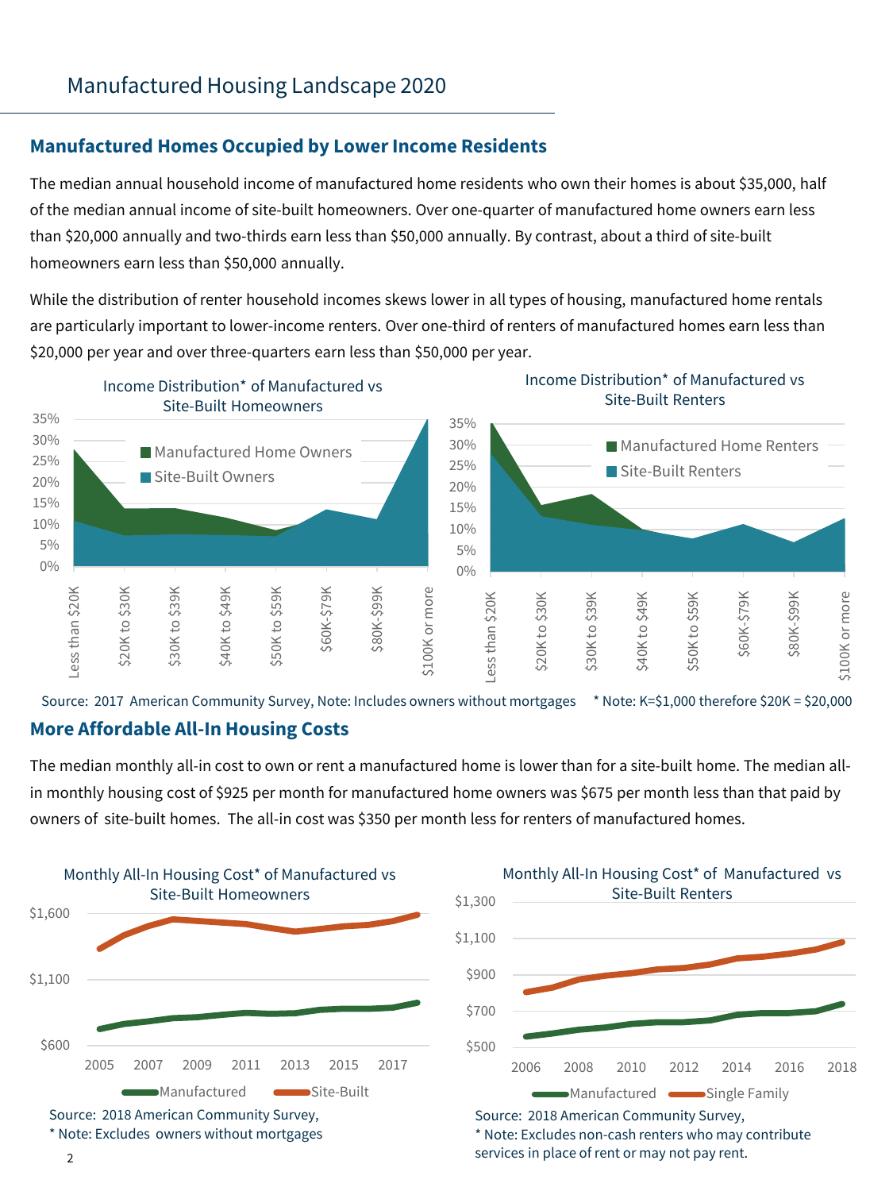# Manufactured Housing Landscape 2020

## Manufactured Homes Occupied by Lower Income Residents

The median annual household income of manufactured home residents who own their homes is about $35,000, half of the median annual income of site-built homeowners. Over one-quarter of manufactured home owners earn less than $20,000 annually and two-thirds earn less than $50,000 annually. By contrast, about a third of site-built homeowners earn less than $50,000 annually.

While the distribution of renter household incomes skews lower in all types of housing, manufactured home rentals are particularly important to lower-income renters. Over one-third of renters of manufactured homes earn less than $20,000 per year and over three-quarters earn less than $50,000 per year.

Income Distribution* of Manufactured vs Site-Built Homeowners

Income Distribution* of Manufactured vs Site-Built Renters

Source: 2017 American Community Survey, Note: Includes owners without mortgages * Note: K=$1,000 therefore $20K = $20,000

## More Affordable All-In Housing Costs

The median monthly all-in cost to own or rent a manufactured home is lower than for a site-built home. The median all-in monthly housing cost of $925 per month for manufactured home owners was $675 per month less than that paid by owners of site-built homes. The all-in cost was $350 per month less for renters of manufactured homes.

Monthly All-In Housing Cost* of Manufactured vs Site-Built Homeowners

Source: 2018 American Community Survey,
* Note: Excludes owners without mortgages

Monthly All-In Housing Cost* of Manufactured vs Site-Built Renters

Source: 2018 American Community Survey,
* Note: Excludes non-cash renters who may contribute services in place of rent or may not pay rent.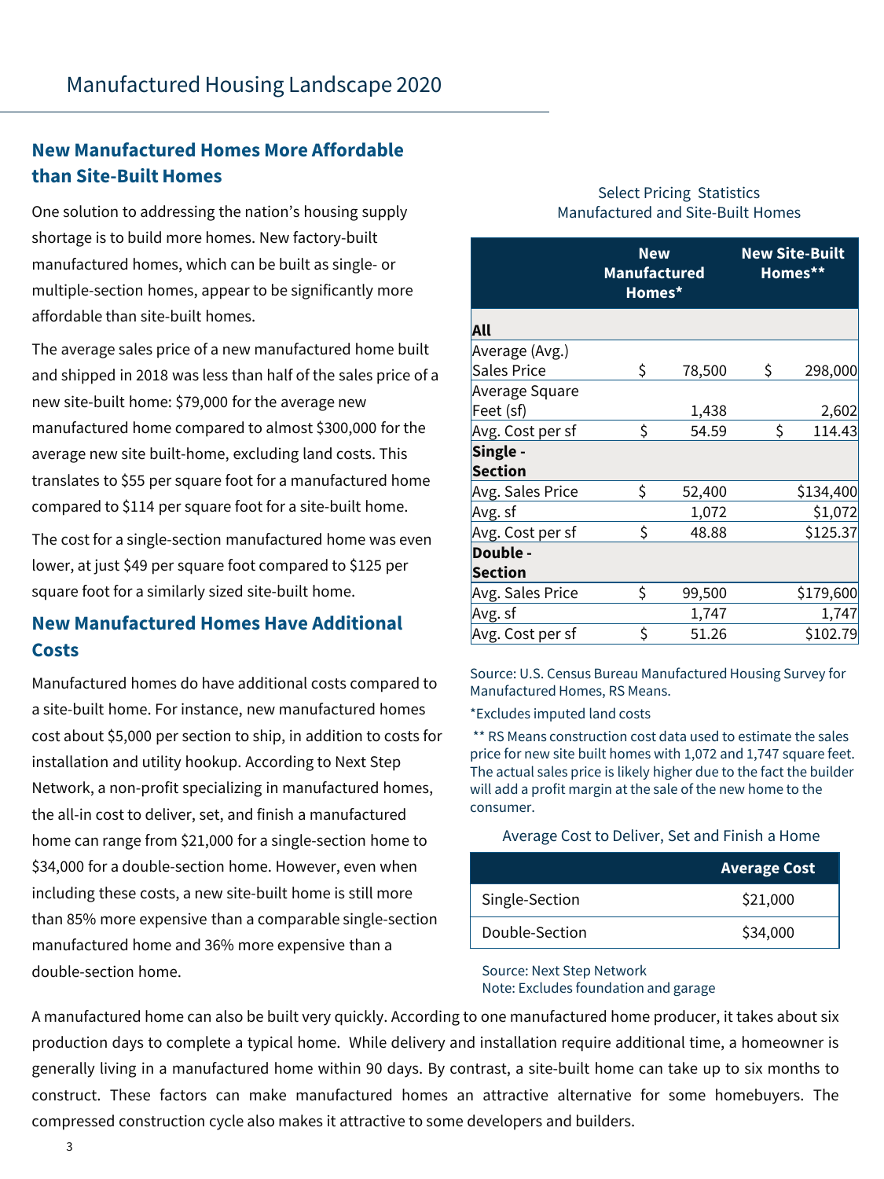Manufactured Housing Landscape 2020

## New Manufactured Homes More Affordable than Site-Built Homes

One solution to addressing the nation's housing supply shortage is to build more homes. New factory-built manufactured homes, which can be built as single- or multiple-section homes, appear to be significantly more affordable than site-built homes.

The average sales price of a new manufactured home built and shipped in 2018 was less than half of the sales price of a new site-built home: $79,000 for the average new manufactured home compared to almost $300,000 for the average new site built-home, excluding land costs. This translates to $55 per square foot for a manufactured home compared to $114 per square foot for a site-built home.

The cost for a single-section manufactured home was even lower, at just $49 per square foot compared to $125 per square foot for a similarly sized site-built home.

Select Pricing Statistics
Manufactured and Site-Built Homes

| | New Manufactured Homes* | New Site-Built Homes** |
|---|---|---|
| **All** | | |
| Average (Avg.) Sales Price | $ 78,500 | $ 298,000 |
| Average Square Feet (sf) | 1,438 | 2,602 |
| Avg. Cost per sf | $ 54.59 | $ 114.43 |
| **Single - Section** | | |
| Avg. Sales Price | $ 52,400 | $134,400 |
| Avg. sf | 1,072 | $1,072 |
| Avg. Cost per sf | $ 48.88 | $125.37 |
| **Double - Section** | | |
| Avg. Sales Price | $ 99,500 | $179,600 |
| Avg. sf | 1,747 | 1,747 |
| Avg. Cost per sf | $ 51.26 | $102.79 |

Source: U.S. Census Bureau Manufactured Housing Survey for Manufactured Homes, RS Means.

*Excludes imputed land costs

** RS Means construction cost data used to estimate the sales price for new site built homes with 1,072 and 1,747 square feet. The actual sales price is likely higher due to the fact the builder will add a profit margin at the sale of the new home to the consumer.

## New Manufactured Homes Have Additional Costs

Manufactured homes do have additional costs compared to a site-built home. For instance, new manufactured homes cost about $5,000 per section to ship, in addition to costs for installation and utility hookup. According to Next Step Network, a non-profit specializing in manufactured homes, the all-in cost to deliver, set, and finish a manufactured home can range from $21,000 for a single-section home to $34,000 for a double-section home. However, even when including these costs, a new site-built home is still more than 85% more expensive than a comparable single-section manufactured home and 36% more expensive than a double-section home.

Average Cost to Deliver, Set and Finish a Home

| | Average Cost |
|---|---|
| Single-Section | $21,000 |
| Double-Section | $34,000 |

Source: Next Step Network
Note: Excludes foundation and garage

A manufactured home can also be built very quickly. According to one manufactured home producer, it takes about six production days to complete a typical home. While delivery and installation require additional time, a homeowner is generally living in a manufactured home within 90 days. By contrast, a site-built home can take up to six months to construct. These factors can make manufactured homes an attractive alternative for some homebuyers. The compressed construction cycle also makes it attractive to some developers and builders.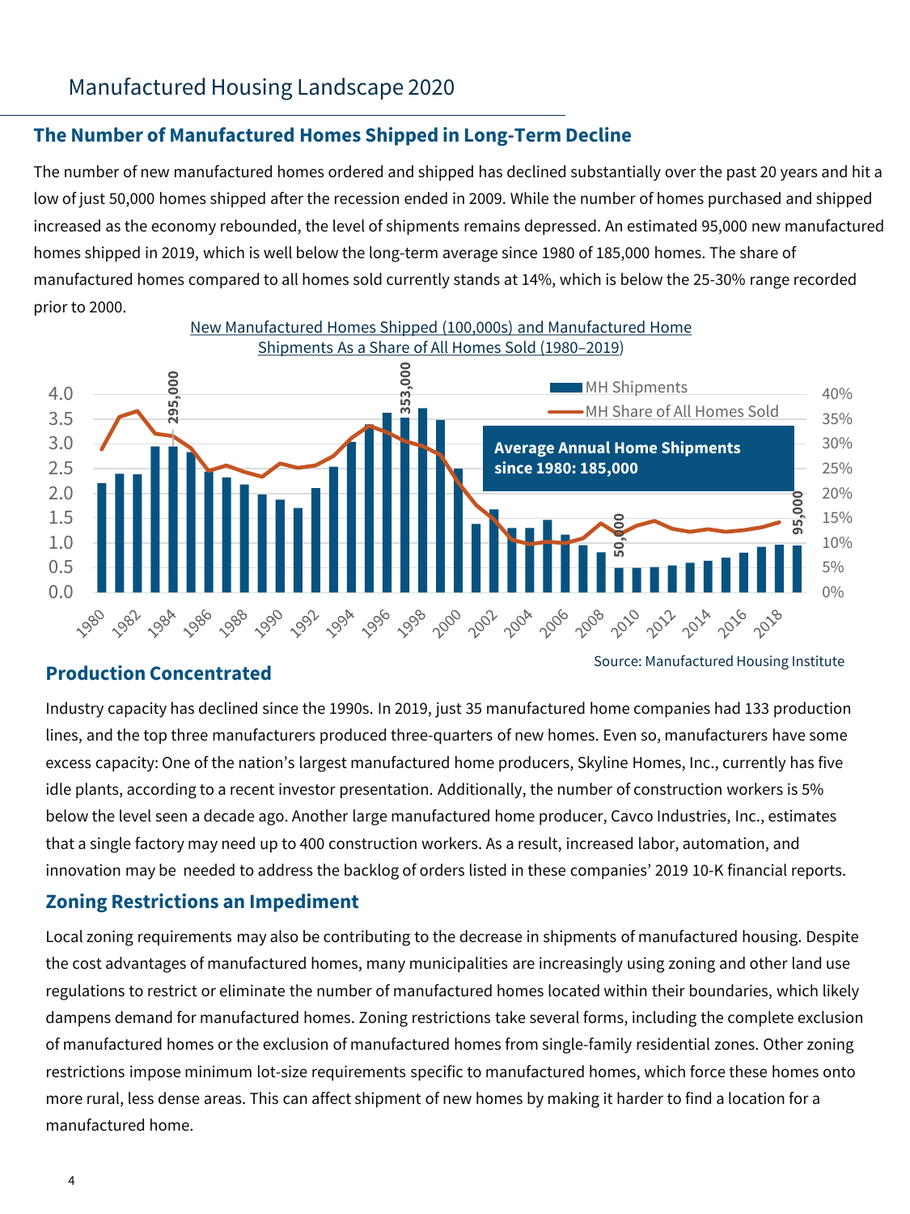# Manufactured Housing Landscape 2020

## The Number of Manufactured Homes Shipped in Long-Term Decline

The number of new manufactured homes ordered and shipped has declined substantially over the past 20 years and hit a low of just 50,000 homes shipped after the recession ended in 2009. While the number of homes purchased and shipped increased as the economy rebounded, the level of shipments remains depressed. An estimated 95,000 new manufactured homes shipped in 2019, which is well below the long-term average since 1980 of 185,000 homes. The share of manufactured homes compared to all homes sold currently stands at 14%, which is below the 25-30% range recorded prior to 2000.

New Manufactured Homes Shipped (100,000s) and Manufactured Home Shipments As a Share of All Homes Sold (1980–2019)

Average Annual Home Shipments since 1980: 185,000

Source: Manufactured Housing Institute

## Production Concentrated

Industry capacity has declined since the 1990s. In 2019, just 35 manufactured home companies had 133 production lines, and the top three manufacturers produced three-quarters of new homes. Even so, manufacturers have some excess capacity: One of the nation's largest manufactured home producers, Skyline Homes, Inc., currently has five idle plants, according to a recent investor presentation. Additionally, the number of construction workers is 5% below the level seen a decade ago. Another large manufactured home producer, Cavco Industries, Inc., estimates that a single factory may need up to 400 construction workers. As a result, increased labor, automation, and innovation may be needed to address the backlog of orders listed in these companies' 2019 10-K financial reports.

## Zoning Restrictions an Impediment

Local zoning requirements may also be contributing to the decrease in shipments of manufactured housing. Despite the cost advantages of manufactured homes, many municipalities are increasingly using zoning and other land use regulations to restrict or eliminate the number of manufactured homes located within their boundaries, which likely dampens demand for manufactured homes. Zoning restrictions take several forms, including the complete exclusion of manufactured homes or the exclusion of manufactured homes from single-family residential zones. Other zoning restrictions impose minimum lot-size requirements specific to manufactured homes, which force these homes onto more rural, less dense areas. This can affect shipment of new homes by making it harder to find a location for a manufactured home.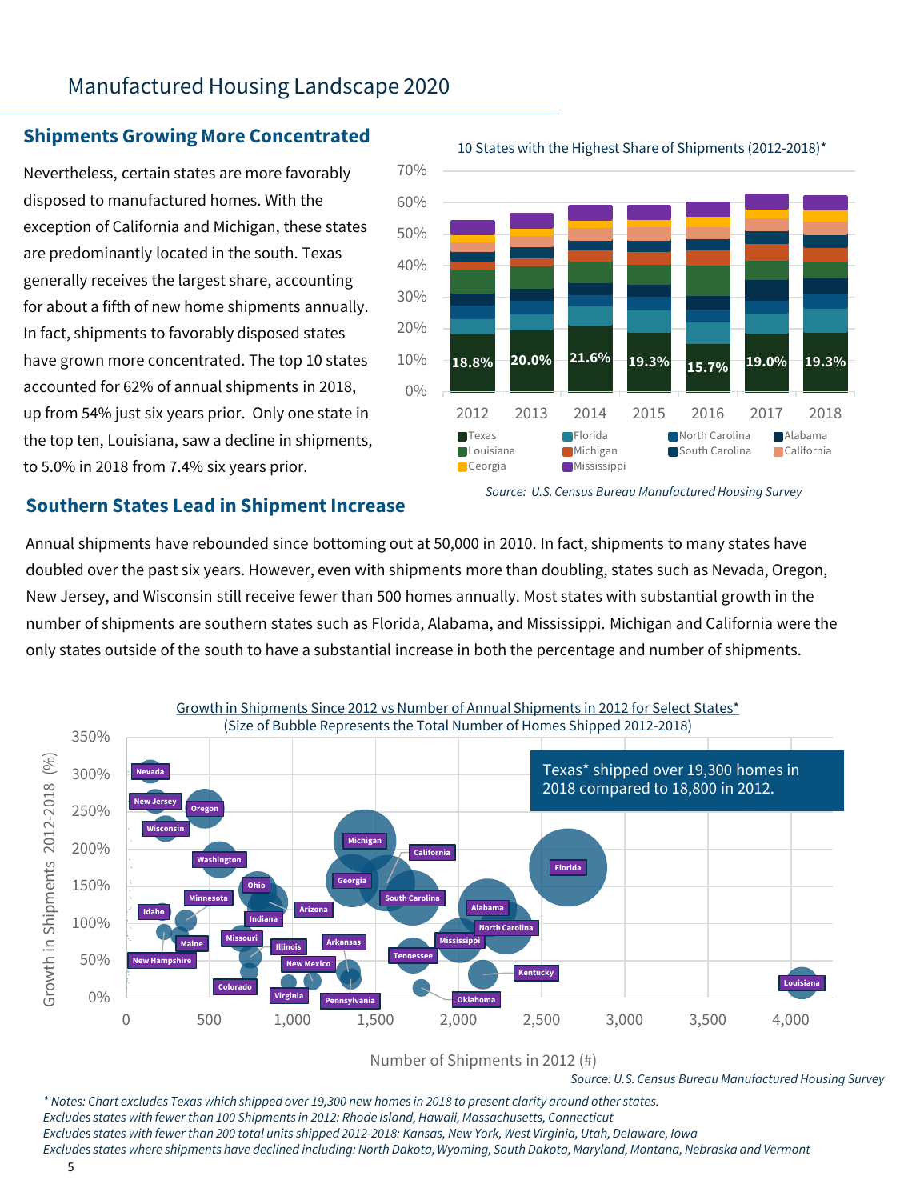# Manufactured Housing Landscape 2020

## Shipments Growing More Concentrated

Nevertheless, certain states are more favorably disposed to manufactured homes. With the exception of California and Michigan, these states are predominantly located in the south. Texas generally receives the largest share, accounting for about a fifth of new home shipments annually. In fact, shipments to favorably disposed states have grown more concentrated. The top 10 states accounted for 62% of annual shipments in 2018, up from 54% just six years prior. Only one state in the top ten, Louisiana, saw a decline in shipments, to 5.0% in 2018 from 7.4% six years prior.

10 States with the Highest Share of Shipments (2012-2018)*

| Year | 2012 | 2013 | 2014 | 2015 | 2016 | 2017 | 2018 |
|---|---|---|---|---|---|---|---|
| Texas | 18.8% | 20.0% | 21.6% | 19.3% | 15.7% | 19.0% | 19.3% |

Legend: Texas, Florida, North Carolina, Alabama, Louisiana, Michigan, South Carolina, California, Georgia, Mississippi

*Source: U.S. Census Bureau Manufactured Housing Survey*

## Southern States Lead in Shipment Increase

Annual shipments have rebounded since bottoming out at 50,000 in 2010. In fact, shipments to many states have doubled over the past six years. However, even with shipments more than doubling, states such as Nevada, Oregon, New Jersey, and Wisconsin still receive fewer than 500 homes annually. Most states with substantial growth in the number of shipments are southern states such as Florida, Alabama, and Mississippi. Michigan and California were the only states outside of the south to have a substantial increase in both the percentage and number of shipments.

Growth in Shipments Since 2012 vs Number of Annual Shipments in 2012 for Select States*
(Size of Bubble Represents the Total Number of Homes Shipped 2012-2018)

Texas* shipped over 19,300 homes in 2018 compared to 18,800 in 2012.

*Source: U.S. Census Bureau Manufactured Housing Survey*

*\* Notes: Chart excludes Texas which shipped over 19,300 new homes in 2018 to present clarity around other states.*
*Excludes states with fewer than 100 Shipments in 2012: Rhode Island, Hawaii, Massachusetts, Connecticut*
*Excludes states with fewer than 200 total units shipped 2012-2018: Kansas, New York, West Virginia, Utah, Delaware, Iowa*
*Excludes states where shipments have declined including: North Dakota, Wyoming, South Dakota, Maryland, Montana, Nebraska and Vermont*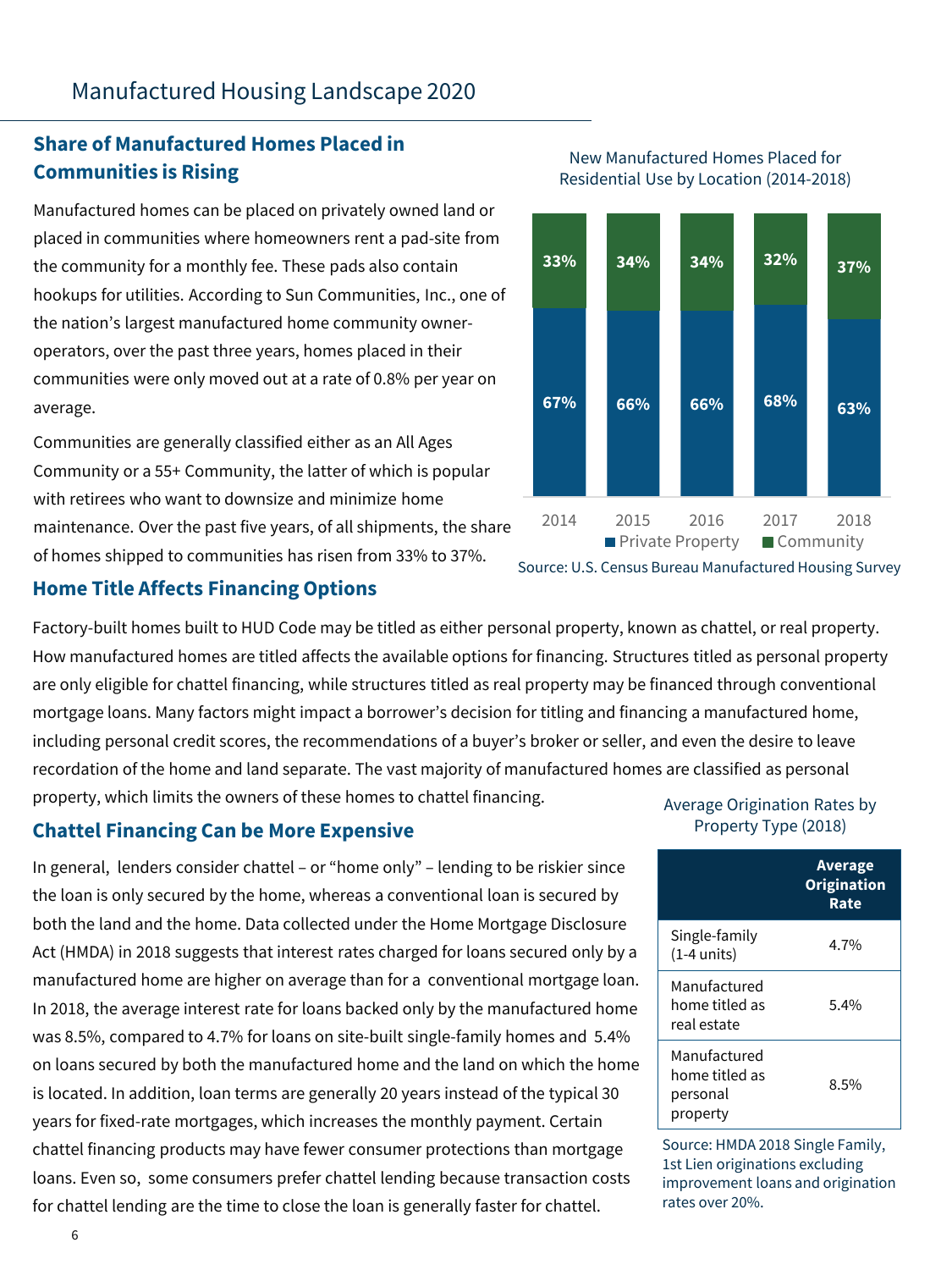# Manufactured Housing Landscape 2020

## Share of Manufactured Homes Placed in Communities is Rising

Manufactured homes can be placed on privately owned land or placed in communities where homeowners rent a pad-site from the community for a monthly fee. These pads also contain hookups for utilities. According to Sun Communities, Inc., one of the nation's largest manufactured home community owner-operators, over the past three years, homes placed in their communities were only moved out at a rate of 0.8% per year on average.

Communities are generally classified either as an All Ages Community or a 55+ Community, the latter of which is popular with retirees who want to downsize and minimize home maintenance. Over the past five years, of all shipments, the share of homes shipped to communities has risen from 33% to 37%.

New Manufactured Homes Placed for Residential Use by Location (2014-2018)

| Year | Private Property | Community |
|---|---|---|
| 2014 | 67% | 33% |
| 2015 | 66% | 34% |
| 2016 | 66% | 34% |
| 2017 | 68% | 32% |
| 2018 | 63% | 37% |

Source: U.S. Census Bureau Manufactured Housing Survey

## Home Title Affects Financing Options

Factory-built homes built to HUD Code may be titled as either personal property, known as chattel, or real property. How manufactured homes are titled affects the available options for financing. Structures titled as personal property are only eligible for chattel financing, while structures titled as real property may be financed through conventional mortgage loans. Many factors might impact a borrower's decision for titling and financing a manufactured home, including personal credit scores, the recommendations of a buyer's broker or seller, and even the desire to leave recordation of the home and land separate. The vast majority of manufactured homes are classified as personal property, which limits the owners of these homes to chattel financing.

## Chattel Financing Can be More Expensive

In general, lenders consider chattel – or "home only" – lending to be riskier since the loan is only secured by the home, whereas a conventional loan is secured by both the land and the home. Data collected under the Home Mortgage Disclosure Act (HMDA) in 2018 suggests that interest rates charged for loans secured only by a manufactured home are higher on average than for a conventional mortgage loan. In 2018, the average interest rate for loans backed only by the manufactured home was 8.5%, compared to 4.7% for loans on site-built single-family homes and 5.4% on loans secured by both the manufactured home and the land on which the home is located. In addition, loan terms are generally 20 years instead of the typical 30 years for fixed-rate mortgages, which increases the monthly payment. Certain chattel financing products may have fewer consumer protections than mortgage loans. Even so, some consumers prefer chattel lending because transaction costs for chattel lending are the time to close the loan is generally faster for chattel.

Average Origination Rates by Property Type (2018)

| | Average Origination Rate |
|---|---|
| Single-family (1-4 units) | 4.7% |
| Manufactured home titled as real estate | 5.4% |
| Manufactured home titled as personal property | 8.5% |

Source: HMDA 2018 Single Family, 1st Lien originations excluding improvement loans and origination rates over 20%.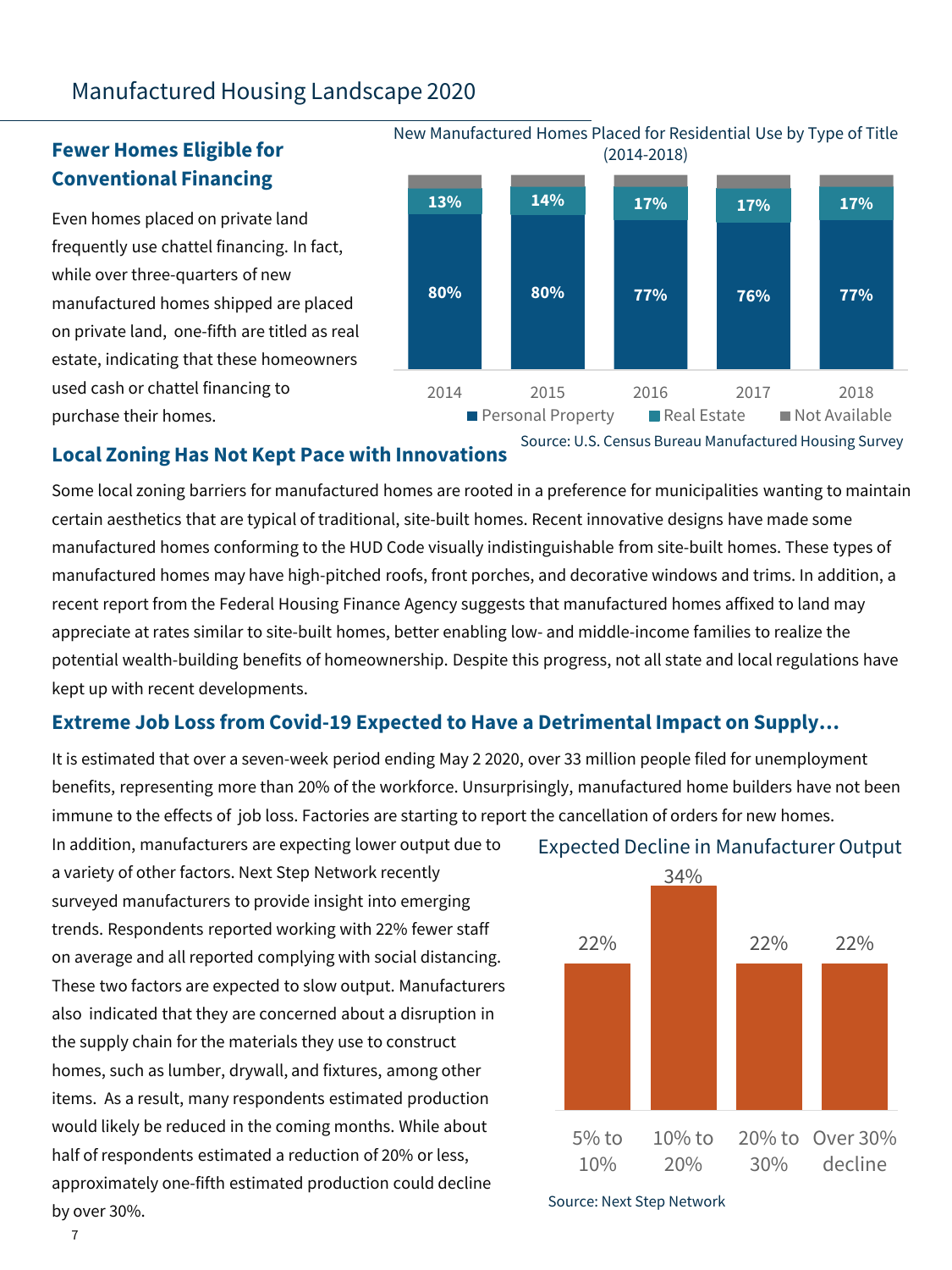## Fewer Homes Eligible for Conventional Financing

Even homes placed on private land frequently use chattel financing. In fact, while over three-quarters of new manufactured homes shipped are placed on private land, one-fifth are titled as real estate, indicating that these homeowners used cash or chattel financing to purchase their homes.

New Manufactured Homes Placed for Residential Use by Type of Title (2014-2018)

| Year | Personal Property | Real Estate |
|---|---|---|
| 2014 | 80% | 13% |
| 2015 | 80% | 14% |
| 2016 | 77% | 17% |
| 2017 | 76% | 17% |
| 2018 | 77% | 17% |

Personal Property ■ Real Estate ■ Not Available

Source: U.S. Census Bureau Manufactured Housing Survey

## Local Zoning Has Not Kept Pace with Innovations

Some local zoning barriers for manufactured homes are rooted in a preference for municipalities wanting to maintain certain aesthetics that are typical of traditional, site-built homes. Recent innovative designs have made some manufactured homes conforming to the HUD Code visually indistinguishable from site-built homes. These types of manufactured homes may have high-pitched roofs, front porches, and decorative windows and trims. In addition, a recent report from the Federal Housing Finance Agency suggests that manufactured homes affixed to land may appreciate at rates similar to site-built homes, better enabling low- and middle-income families to realize the potential wealth-building benefits of homeownership. Despite this progress, not all state and local regulations have kept up with recent developments.

## Extreme Job Loss from Covid-19 Expected to Have a Detrimental Impact on Supply…

It is estimated that over a seven-week period ending May 2 2020, over 33 million people filed for unemployment benefits, representing more than 20% of the workforce. Unsurprisingly, manufactured home builders have not been immune to the effects of job loss. Factories are starting to report the cancellation of orders for new homes.

In addition, manufacturers are expecting lower output due to a variety of other factors. Next Step Network recently surveyed manufacturers to provide insight into emerging trends. Respondents reported working with 22% fewer staff on average and all reported complying with social distancing. These two factors are expected to slow output. Manufacturers also indicated that they are concerned about a disruption in the supply chain for the materials they use to construct homes, such as lumber, drywall, and fixtures, among other items. As a result, many respondents estimated production would likely be reduced in the coming months. While about half of respondents estimated a reduction of 20% or less, approximately one-fifth estimated production could decline by over 30%.

Expected Decline in Manufacturer Output

| 5% to 10% | 10% to 20% | 20% to 30% | Over 30% decline |
|---|---|---|---|
| 22% | 34% | 22% | 22% |

Source: Next Step Network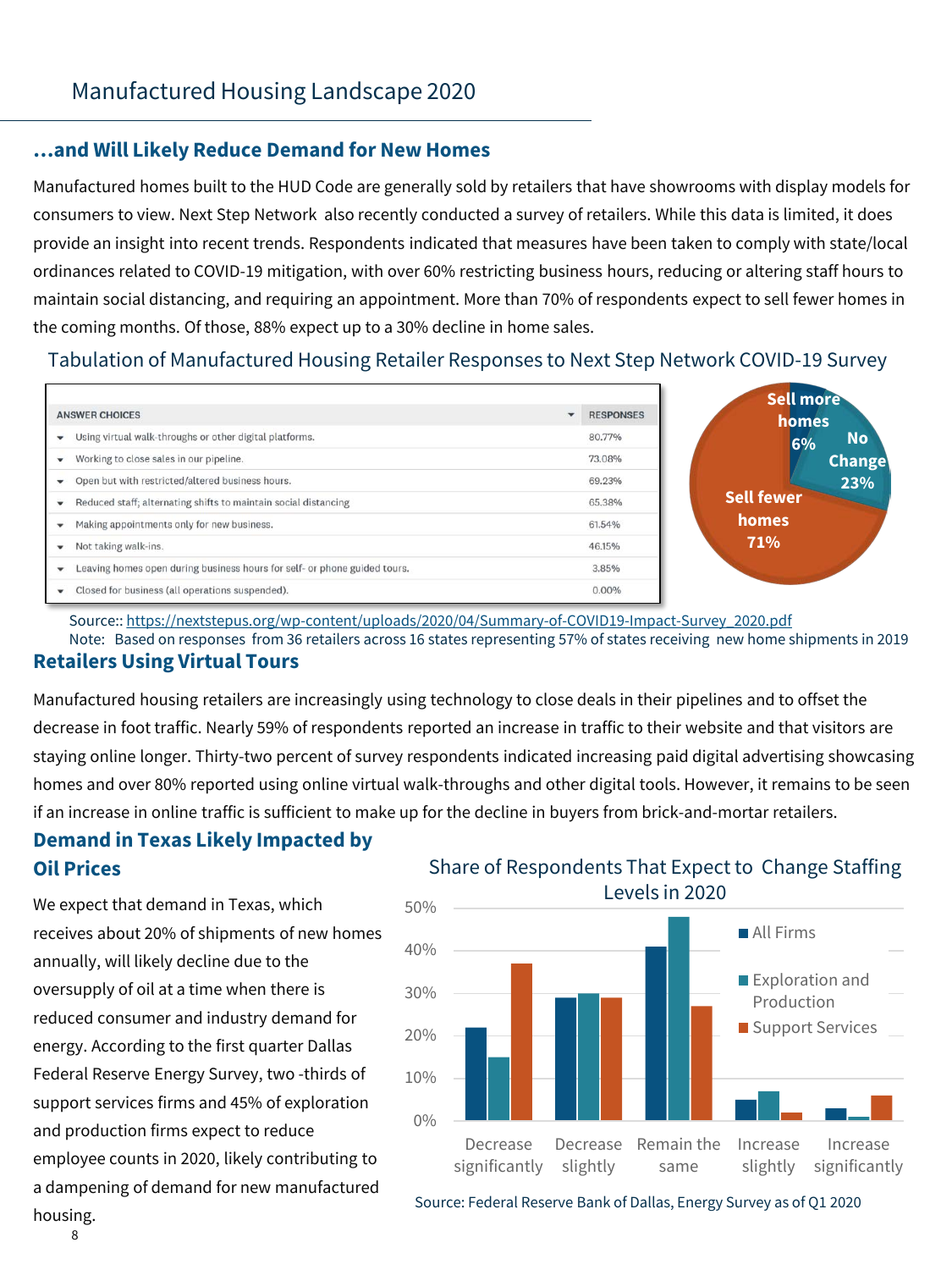## Manufactured Housing Landscape 2020

### ...and Will Likely Reduce Demand for New Homes

Manufactured homes built to the HUD Code are generally sold by retailers that have showrooms with display models for consumers to view. Next Step Network also recently conducted a survey of retailers. While this data is limited, it does provide an insight into recent trends. Respondents indicated that measures have been taken to comply with state/local ordinances related to COVID-19 mitigation, with over 60% restricting business hours, reducing or altering staff hours to maintain social distancing, and requiring an appointment. More than 70% of respondents expect to sell fewer homes in the coming months. Of those, 88% expect up to a 30% decline in home sales.

Tabulation of Manufactured Housing Retailer Responses to Next Step Network COVID-19 Survey

| ANSWER CHOICES | RESPONSES |
|---|---|
| Using virtual walk-throughs or other digital platforms. | 80.77% |
| Working to close sales in our pipeline. | 73.08% |
| Open but with restricted/altered business hours. | 69.23% |
| Reduced staff; alternating shifts to maintain social distancing | 65.38% |
| Making appointments only for new business. | 61.54% |
| Not taking walk-ins. | 46.15% |
| Leaving homes open during business hours for self- or phone guided tours. | 3.85% |
| Closed for business (all operations suspended). | 0.00% |

Sell more homes 6%; No Change 23%; Sell fewer homes 71%

Source:: https://nextstepus.org/wp-content/uploads/2020/04/Summary-of-COVID19-Impact-Survey_2020.pdf
Note: Based on responses from 36 retailers across 16 states representing 57% of states receiving new home shipments in 2019

### Retailers Using Virtual Tours

Manufactured housing retailers are increasingly using technology to close deals in their pipelines and to offset the decrease in foot traffic. Nearly 59% of respondents reported an increase in traffic to their website and that visitors are staying online longer. Thirty-two percent of survey respondents indicated increasing paid digital advertising showcasing homes and over 80% reported using online virtual walk-throughs and other digital tools. However, it remains to be seen if an increase in online traffic is sufficient to make up for the decline in buyers from brick-and-mortar retailers.

### Demand in Texas Likely Impacted by Oil Prices

We expect that demand in Texas, which receives about 20% of shipments of new homes annually, will likely decline due to the oversupply of oil at a time when there is reduced consumer and industry demand for energy. According to the first quarter Dallas Federal Reserve Energy Survey, two -thirds of support services firms and 45% of exploration and production firms expect to reduce employee counts in 2020, likely contributing to a dampening of demand for new manufactured housing.

Share of Respondents That Expect to Change Staffing Levels in 2020

| | All Firms | Exploration and Production | Support Services |
|---|---|---|---|
| Decrease significantly | ~22% | ~15% | ~37% |
| Decrease slightly | ~29% | ~30% | ~29% |
| Remain the same | ~41% | ~48% | ~27% |
| Increase slightly | ~5% | ~7% | ~2% |
| Increase significantly | ~3% | ~1% | ~6% |

Source: Federal Reserve Bank of Dallas, Energy Survey as of Q1 2020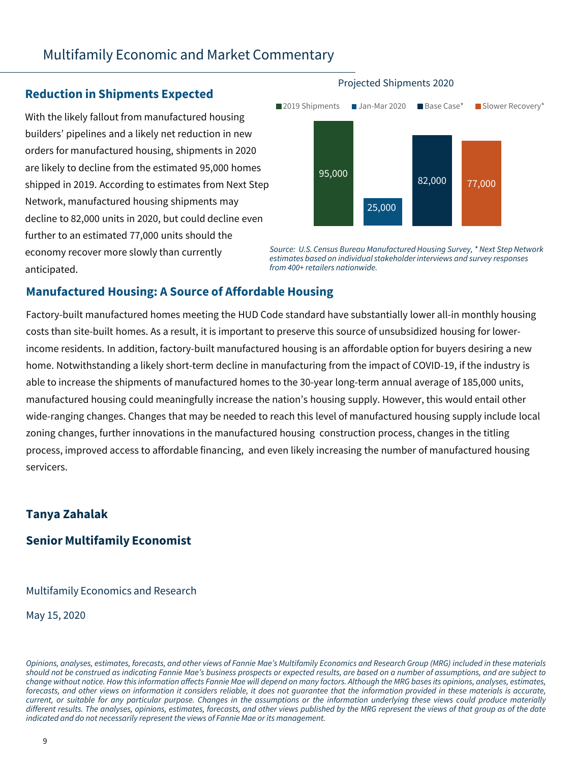# Multifamily Economic and Market Commentary

## Reduction in Shipments Expected

With the likely fallout from manufactured housing builders' pipelines and a likely net reduction in new orders for manufactured housing, shipments in 2020 are likely to decline from the estimated 95,000 homes shipped in 2019. According to estimates from Next Step Network, manufactured housing shipments may decline to 82,000 units in 2020, but could decline even further to an estimated 77,000 units should the economy recover more slowly than currently anticipated.

Projected Shipments 2020

2019 Shipments
Jan-Mar 2020
Base Case*
Slower Recovery*

95,000
25,000
82,000
77,000

*Source: U.S. Census Bureau Manufactured Housing Survey, * Next Step Network estimates based on individual stakeholder interviews and survey responses from 400+ retailers nationwide.*

## Manufactured Housing: A Source of Affordable Housing

Factory-built manufactured homes meeting the HUD Code standard have substantially lower all-in monthly housing costs than site-built homes. As a result, it is important to preserve this source of unsubsidized housing for lower-income residents. In addition, factory-built manufactured housing is an affordable option for buyers desiring a new home. Notwithstanding a likely short-term decline in manufacturing from the impact of COVID-19, if the industry is able to increase the shipments of manufactured homes to the 30-year long-term annual average of 185,000 units, manufactured housing could meaningfully increase the nation's housing supply. However, this would entail other wide-ranging changes. Changes that may be needed to reach this level of manufactured housing supply include local zoning changes, further innovations in the manufactured housing construction process, changes in the titling process, improved access to affordable financing, and even likely increasing the number of manufactured housing servicers.

**Tanya Zahalak**

**Senior Multifamily Economist**

Multifamily Economics and Research

May 15, 2020

*Opinions, analyses, estimates, forecasts, and other views of Fannie Mae's Multifamily Economics and Research Group (MRG) included in these materials should not be construed as indicating Fannie Mae's business prospects or expected results, are based on a number of assumptions, and are subject to change without notice. How this information affects Fannie Mae will depend on many factors. Although the MRG bases its opinions, analyses, estimates, forecasts, and other views on information it considers reliable, it does not guarantee that the information provided in these materials is accurate, current, or suitable for any particular purpose. Changes in the assumptions or the information underlying these views could produce materially different results. The analyses, opinions, estimates, forecasts, and other views published by the MRG represent the views of that group as of the date indicated and do not necessarily represent the views of Fannie Mae or its management.*